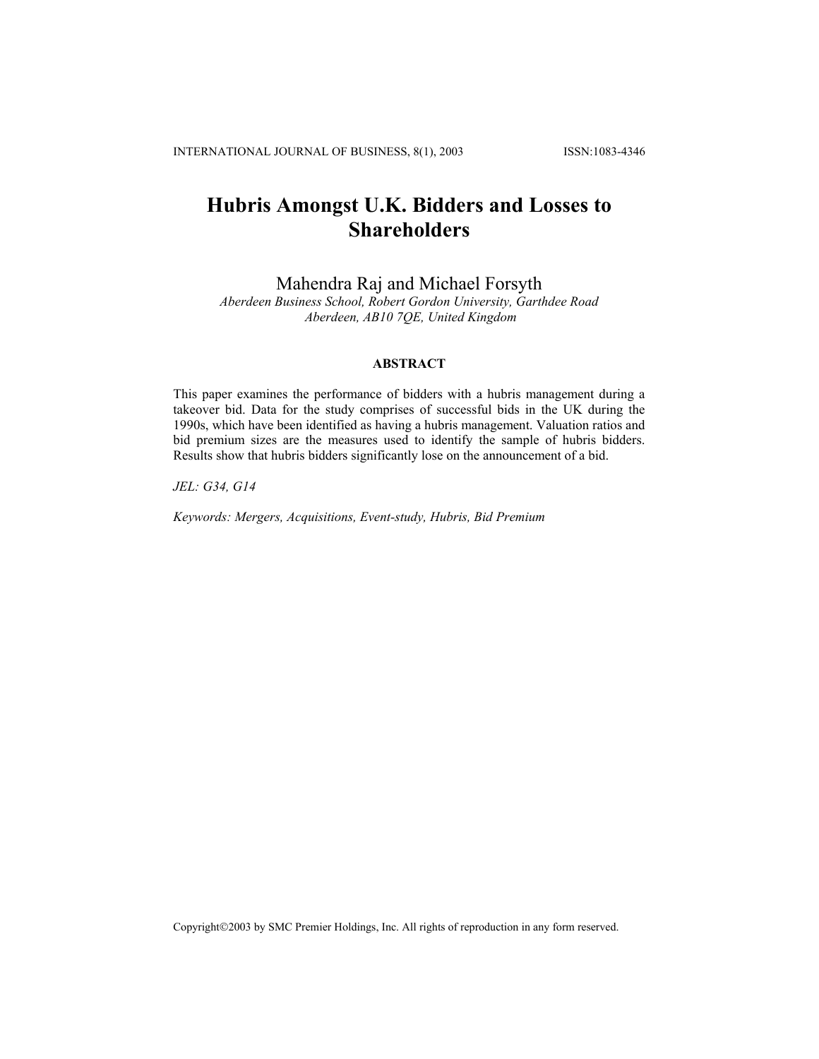# Hubris Amongst U.K. Bidders and Losses to Shareholders

Mahendra Raj and Michael Forsyth

*Aberdeen Business School, Robert Gordon University, Garthdee Road*
*Aberdeen, AB10 7QE, United Kingdom*

## ABSTRACT

This paper examines the performance of bidders with a hubris management during a takeover bid. Data for the study comprises of successful bids in the UK during the 1990s, which have been identified as having a hubris management. Valuation ratios and bid premium sizes are the measures used to identify the sample of hubris bidders. Results show that hubris bidders significantly lose on the announcement of a bid.

*JEL: G34, G14*

*Keywords: Mergers, Acquisitions, Event-study, Hubris, Bid Premium*

Copyright©2003 by SMC Premier Holdings, Inc. All rights of reproduction in any form reserved.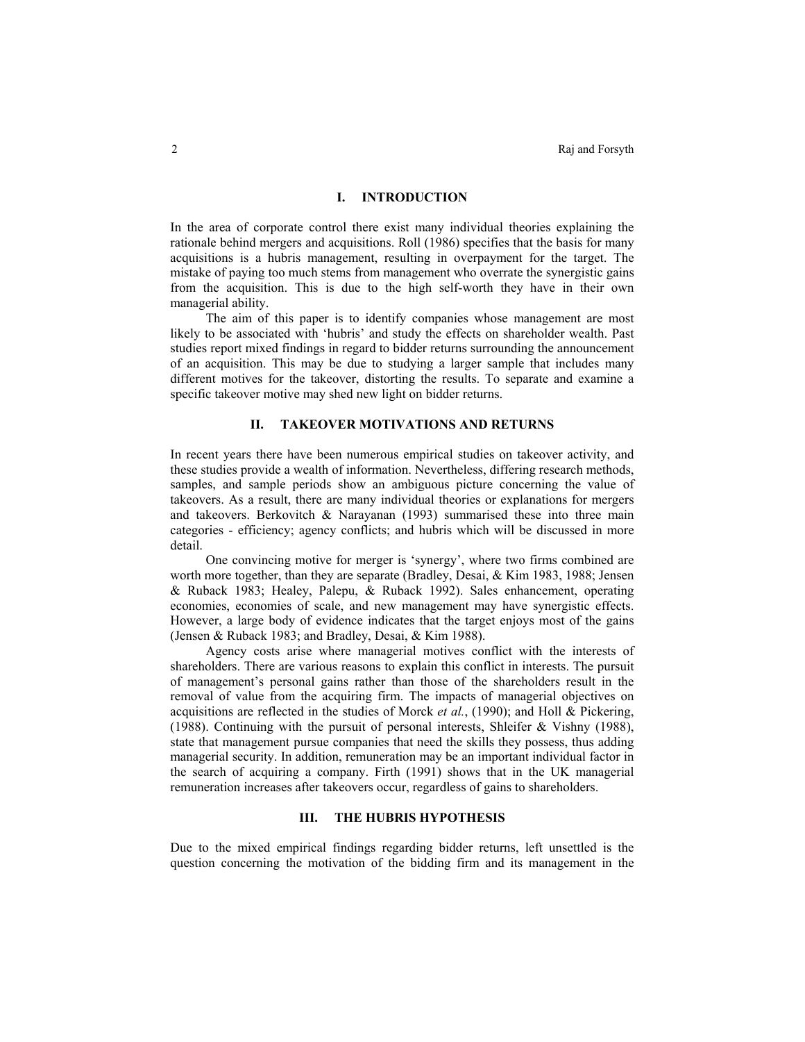## I. INTRODUCTION

In the area of corporate control there exist many individual theories explaining the rationale behind mergers and acquisitions. Roll (1986) specifies that the basis for many acquisitions is a hubris management, resulting in overpayment for the target. The mistake of paying too much stems from management who overrate the synergistic gains from the acquisition. This is due to the high self-worth they have in their own managerial ability.

The aim of this paper is to identify companies whose management are most likely to be associated with 'hubris' and study the effects on shareholder wealth. Past studies report mixed findings in regard to bidder returns surrounding the announcement of an acquisition. This may be due to studying a larger sample that includes many different motives for the takeover, distorting the results. To separate and examine a specific takeover motive may shed new light on bidder returns.

## II. TAKEOVER MOTIVATIONS AND RETURNS

In recent years there have been numerous empirical studies on takeover activity, and these studies provide a wealth of information. Nevertheless, differing research methods, samples, and sample periods show an ambiguous picture concerning the value of takeovers. As a result, there are many individual theories or explanations for mergers and takeovers. Berkovitch & Narayanan (1993) summarised these into three main categories - efficiency; agency conflicts; and hubris which will be discussed in more detail.

One convincing motive for merger is 'synergy', where two firms combined are worth more together, than they are separate (Bradley, Desai, & Kim 1983, 1988; Jensen & Ruback 1983; Healey, Palepu, & Ruback 1992). Sales enhancement, operating economies, economies of scale, and new management may have synergistic effects. However, a large body of evidence indicates that the target enjoys most of the gains (Jensen & Ruback 1983; and Bradley, Desai, & Kim 1988).

Agency costs arise where managerial motives conflict with the interests of shareholders. There are various reasons to explain this conflict in interests. The pursuit of management's personal gains rather than those of the shareholders result in the removal of value from the acquiring firm. The impacts of managerial objectives on acquisitions are reflected in the studies of Morck *et al.*, (1990); and Holl & Pickering, (1988). Continuing with the pursuit of personal interests, Shleifer & Vishny (1988), state that management pursue companies that need the skills they possess, thus adding managerial security. In addition, remuneration may be an important individual factor in the search of acquiring a company. Firth (1991) shows that in the UK managerial remuneration increases after takeovers occur, regardless of gains to shareholders.

## III. THE HUBRIS HYPOTHESIS

Due to the mixed empirical findings regarding bidder returns, left unsettled is the question concerning the motivation of the bidding firm and its management in the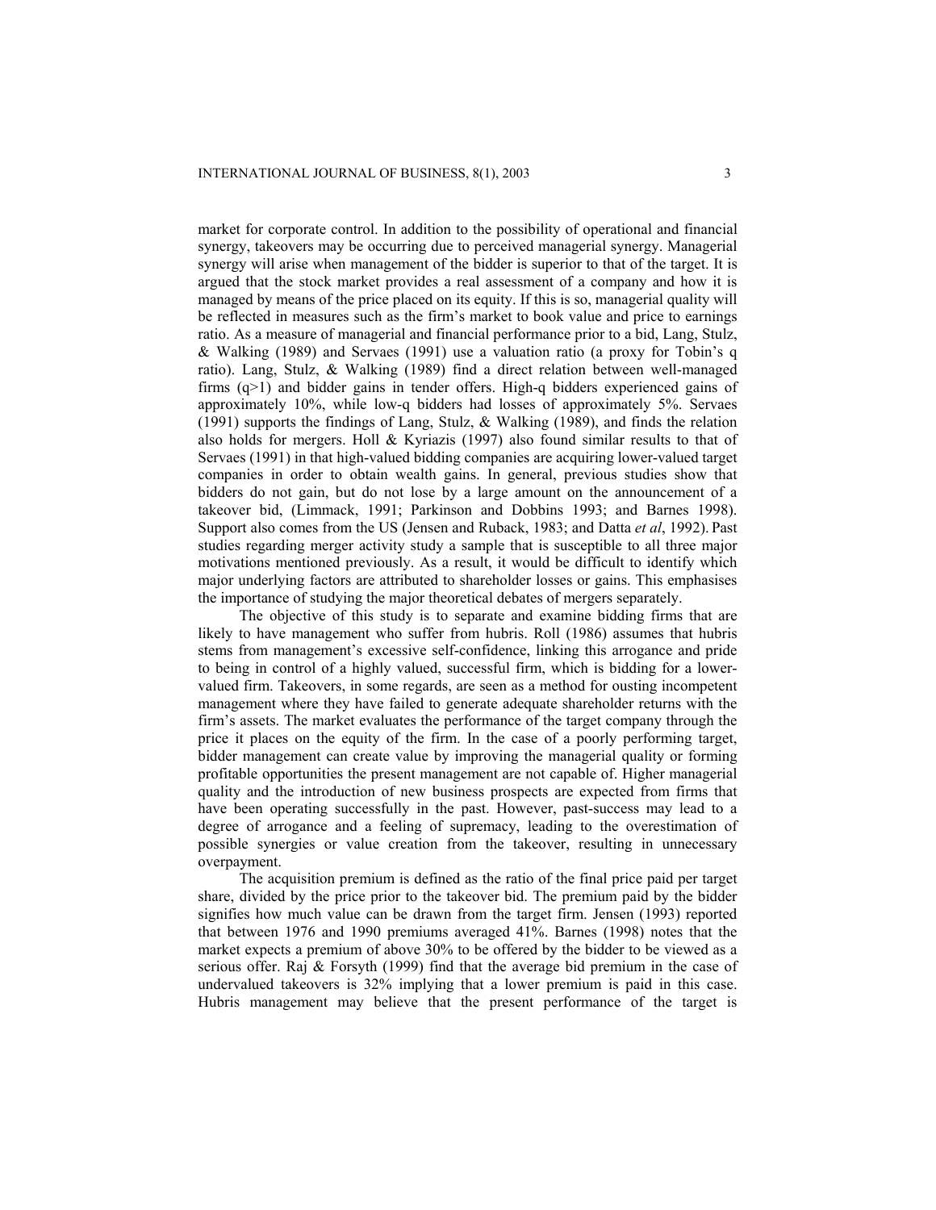market for corporate control. In addition to the possibility of operational and financial synergy, takeovers may be occurring due to perceived managerial synergy. Managerial synergy will arise when management of the bidder is superior to that of the target. It is argued that the stock market provides a real assessment of a company and how it is managed by means of the price placed on its equity. If this is so, managerial quality will be reflected in measures such as the firm's market to book value and price to earnings ratio. As a measure of managerial and financial performance prior to a bid, Lang, Stulz, & Walking (1989) and Servaes (1991) use a valuation ratio (a proxy for Tobin's q ratio). Lang, Stulz, & Walking (1989) find a direct relation between well-managed firms ($q>1$) and bidder gains in tender offers. High-q bidders experienced gains of approximately 10%, while low-q bidders had losses of approximately 5%. Servaes (1991) supports the findings of Lang, Stulz, & Walking (1989), and finds the relation also holds for mergers. Holl & Kyriazis (1997) also found similar results to that of Servaes (1991) in that high-valued bidding companies are acquiring lower-valued target companies in order to obtain wealth gains. In general, previous studies show that bidders do not gain, but do not lose by a large amount on the announcement of a takeover bid, (Limmack, 1991; Parkinson and Dobbins 1993; and Barnes 1998). Support also comes from the US (Jensen and Ruback, 1983; and Datta *et al*, 1992). Past studies regarding merger activity study a sample that is susceptible to all three major motivations mentioned previously. As a result, it would be difficult to identify which major underlying factors are attributed to shareholder losses or gains. This emphasises the importance of studying the major theoretical debates of mergers separately.

The objective of this study is to separate and examine bidding firms that are likely to have management who suffer from hubris. Roll (1986) assumes that hubris stems from management's excessive self-confidence, linking this arrogance and pride to being in control of a highly valued, successful firm, which is bidding for a lower-valued firm. Takeovers, in some regards, are seen as a method for ousting incompetent management where they have failed to generate adequate shareholder returns with the firm's assets. The market evaluates the performance of the target company through the price it places on the equity of the firm. In the case of a poorly performing target, bidder management can create value by improving the managerial quality or forming profitable opportunities the present management are not capable of. Higher managerial quality and the introduction of new business prospects are expected from firms that have been operating successfully in the past. However, past-success may lead to a degree of arrogance and a feeling of supremacy, leading to the overestimation of possible synergies or value creation from the takeover, resulting in unnecessary overpayment.

The acquisition premium is defined as the ratio of the final price paid per target share, divided by the price prior to the takeover bid. The premium paid by the bidder signifies how much value can be drawn from the target firm. Jensen (1993) reported that between 1976 and 1990 premiums averaged 41%. Barnes (1998) notes that the market expects a premium of above 30% to be offered by the bidder to be viewed as a serious offer. Raj & Forsyth (1999) find that the average bid premium in the case of undervalued takeovers is 32% implying that a lower premium is paid in this case. Hubris management may believe that the present performance of the target is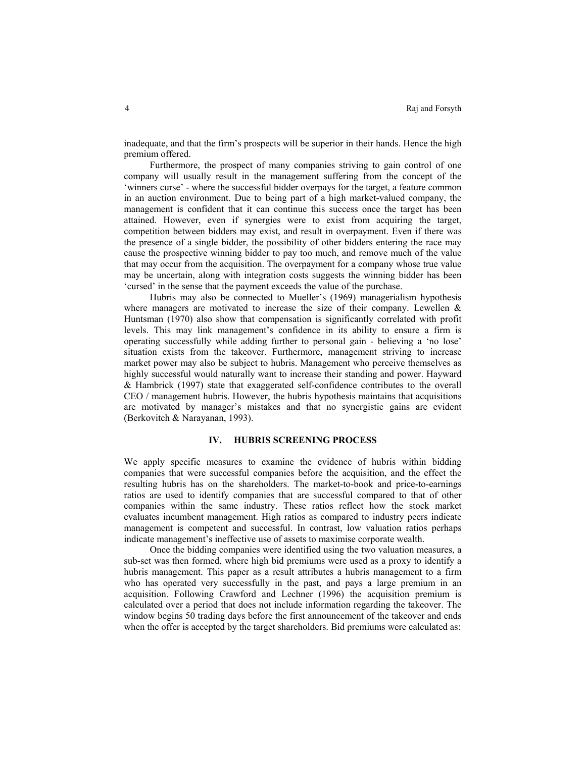inadequate, and that the firm's prospects will be superior in their hands. Hence the high premium offered.

Furthermore, the prospect of many companies striving to gain control of one company will usually result in the management suffering from the concept of the 'winners curse' - where the successful bidder overpays for the target, a feature common in an auction environment. Due to being part of a high market-valued company, the management is confident that it can continue this success once the target has been attained. However, even if synergies were to exist from acquiring the target, competition between bidders may exist, and result in overpayment. Even if there was the presence of a single bidder, the possibility of other bidders entering the race may cause the prospective winning bidder to pay too much, and remove much of the value that may occur from the acquisition. The overpayment for a company whose true value may be uncertain, along with integration costs suggests the winning bidder has been 'cursed' in the sense that the payment exceeds the value of the purchase.

Hubris may also be connected to Mueller's (1969) managerialism hypothesis where managers are motivated to increase the size of their company. Lewellen & Huntsman (1970) also show that compensation is significantly correlated with profit levels. This may link management's confidence in its ability to ensure a firm is operating successfully while adding further to personal gain - believing a 'no lose' situation exists from the takeover. Furthermore, management striving to increase market power may also be subject to hubris. Management who perceive themselves as highly successful would naturally want to increase their standing and power. Hayward & Hambrick (1997) state that exaggerated self-confidence contributes to the overall CEO / management hubris. However, the hubris hypothesis maintains that acquisitions are motivated by manager's mistakes and that no synergistic gains are evident (Berkovitch & Narayanan, 1993).

## IV. HUBRIS SCREENING PROCESS

We apply specific measures to examine the evidence of hubris within bidding companies that were successful companies before the acquisition, and the effect the resulting hubris has on the shareholders. The market-to-book and price-to-earnings ratios are used to identify companies that are successful compared to that of other companies within the same industry. These ratios reflect how the stock market evaluates incumbent management. High ratios as compared to industry peers indicate management is competent and successful. In contrast, low valuation ratios perhaps indicate management's ineffective use of assets to maximise corporate wealth.

Once the bidding companies were identified using the two valuation measures, a sub-set was then formed, where high bid premiums were used as a proxy to identify a hubris management. This paper as a result attributes a hubris management to a firm who has operated very successfully in the past, and pays a large premium in an acquisition. Following Crawford and Lechner (1996) the acquisition premium is calculated over a period that does not include information regarding the takeover. The window begins 50 trading days before the first announcement of the takeover and ends when the offer is accepted by the target shareholders. Bid premiums were calculated as: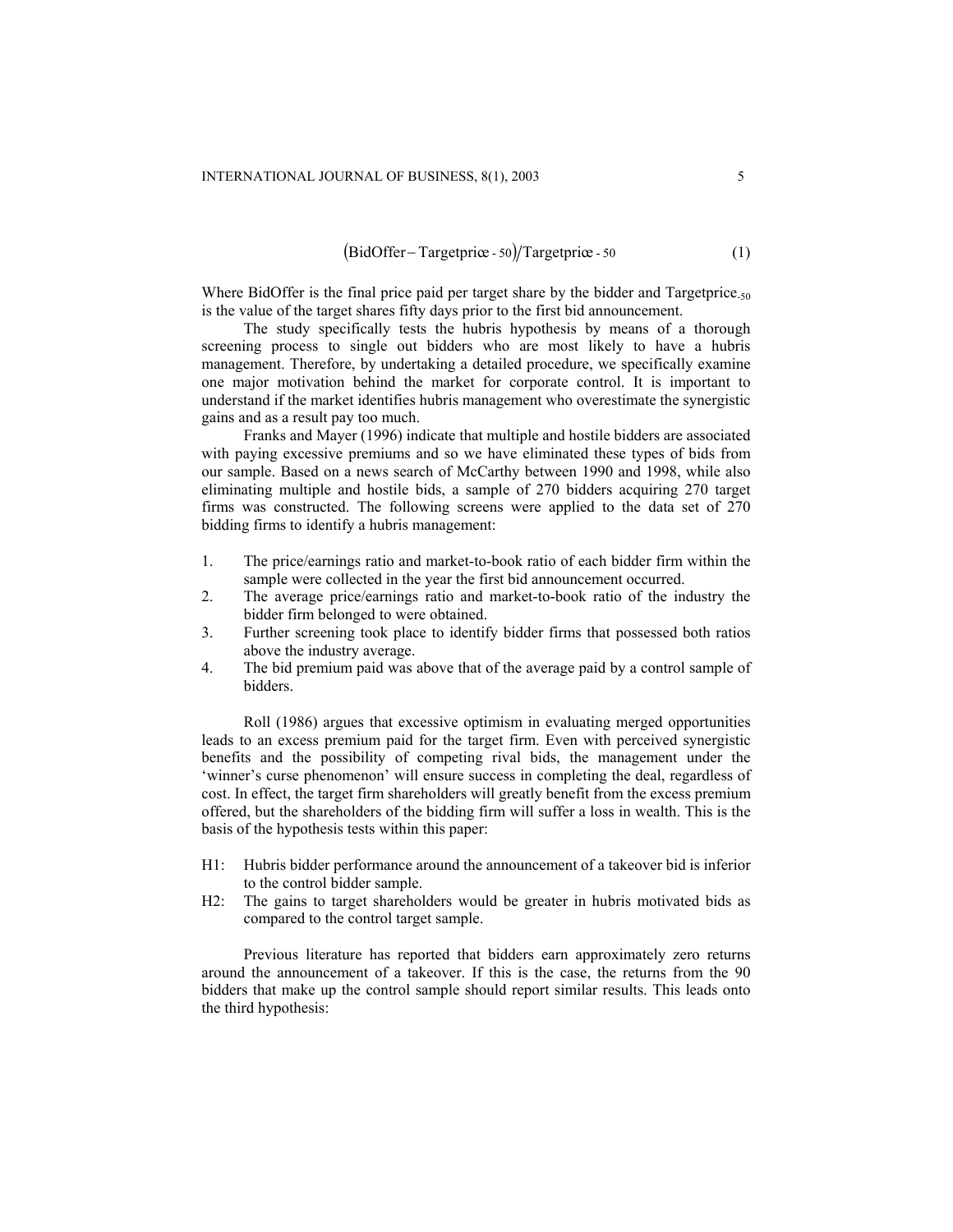$$(\text{BidOffer} - \text{Targetprice}_{-50}) / \text{Targetprice}_{-50} \tag{1}$$

Where BidOffer is the final price paid per target share by the bidder and $\text{Targetprice}_{-50}$ is the value of the target shares fifty days prior to the first bid announcement.

The study specifically tests the hubris hypothesis by means of a thorough screening process to single out bidders who are most likely to have a hubris management. Therefore, by undertaking a detailed procedure, we specifically examine one major motivation behind the market for corporate control. It is important to understand if the market identifies hubris management who overestimate the synergistic gains and as a result pay too much.

Franks and Mayer (1996) indicate that multiple and hostile bidders are associated with paying excessive premiums and so we have eliminated these types of bids from our sample. Based on a news search of McCarthy between 1990 and 1998, while also eliminating multiple and hostile bids, a sample of 270 bidders acquiring 270 target firms was constructed. The following screens were applied to the data set of 270 bidding firms to identify a hubris management:

1. The price/earnings ratio and market-to-book ratio of each bidder firm within the sample were collected in the year the first bid announcement occurred.
2. The average price/earnings ratio and market-to-book ratio of the industry the bidder firm belonged to were obtained.
3. Further screening took place to identify bidder firms that possessed both ratios above the industry average.
4. The bid premium paid was above that of the average paid by a control sample of bidders.

Roll (1986) argues that excessive optimism in evaluating merged opportunities leads to an excess premium paid for the target firm. Even with perceived synergistic benefits and the possibility of competing rival bids, the management under the 'winner's curse phenomenon' will ensure success in completing the deal, regardless of cost. In effect, the target firm shareholders will greatly benefit from the excess premium offered, but the shareholders of the bidding firm will suffer a loss in wealth. This is the basis of the hypothesis tests within this paper:

- H1: Hubris bidder performance around the announcement of a takeover bid is inferior to the control bidder sample.
- H2: The gains to target shareholders would be greater in hubris motivated bids as compared to the control target sample.

Previous literature has reported that bidders earn approximately zero returns around the announcement of a takeover. If this is the case, the returns from the 90 bidders that make up the control sample should report similar results. This leads onto the third hypothesis: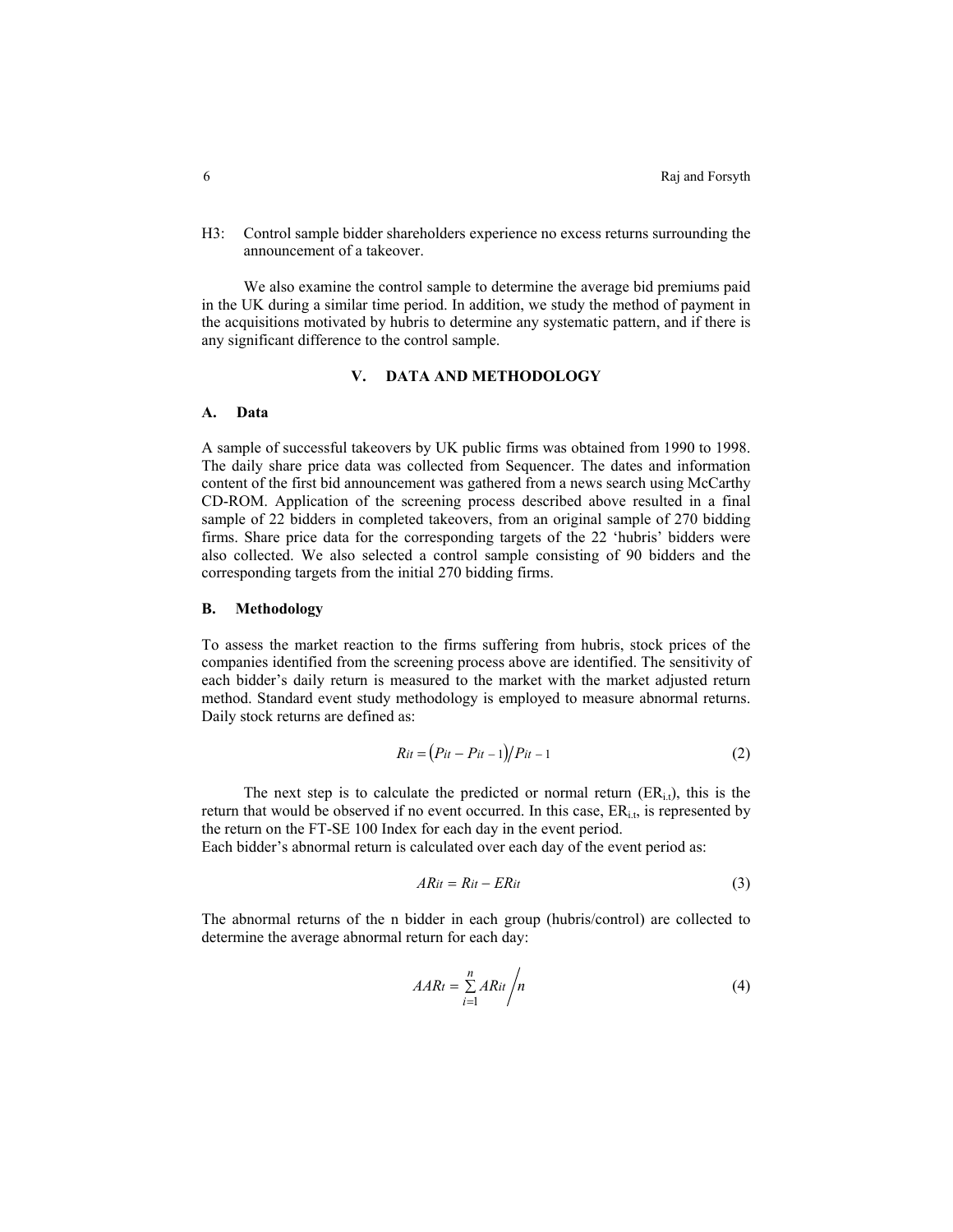H3: Control sample bidder shareholders experience no excess returns surrounding the announcement of a takeover.

We also examine the control sample to determine the average bid premiums paid in the UK during a similar time period. In addition, we study the method of payment in the acquisitions motivated by hubris to determine any systematic pattern, and if there is any significant difference to the control sample.

## V. DATA AND METHODOLOGY

### A. Data

A sample of successful takeovers by UK public firms was obtained from 1990 to 1998. The daily share price data was collected from Sequencer. The dates and information content of the first bid announcement was gathered from a news search using McCarthy CD-ROM. Application of the screening process described above resulted in a final sample of 22 bidders in completed takeovers, from an original sample of 270 bidding firms. Share price data for the corresponding targets of the 22 'hubris' bidders were also collected. We also selected a control sample consisting of 90 bidders and the corresponding targets from the initial 270 bidding firms.

### B. Methodology

To assess the market reaction to the firms suffering from hubris, stock prices of the companies identified from the screening process above are identified. The sensitivity of each bidder's daily return is measured to the market with the market adjusted return method. Standard event study methodology is employed to measure abnormal returns. Daily stock returns are defined as:

$$R_{it} = \left(P_{it} - P_{it-1}\right) / P_{it-1} \tag{2}$$

The next step is to calculate the predicted or normal return ($ER_{i,t}$), this is the return that would be observed if no event occurred. In this case, $ER_{i,t}$, is represented by the return on the FT-SE 100 Index for each day in the event period.

Each bidder's abnormal return is calculated over each day of the event period as:

$$AR_{it} = R_{it} - ER_{it} \tag{3}$$

The abnormal returns of the n bidder in each group (hubris/control) are collected to determine the average abnormal return for each day:

$$AAR_t = \sum_{i=1}^{n} AR_{it} \Big/ n \tag{4}$$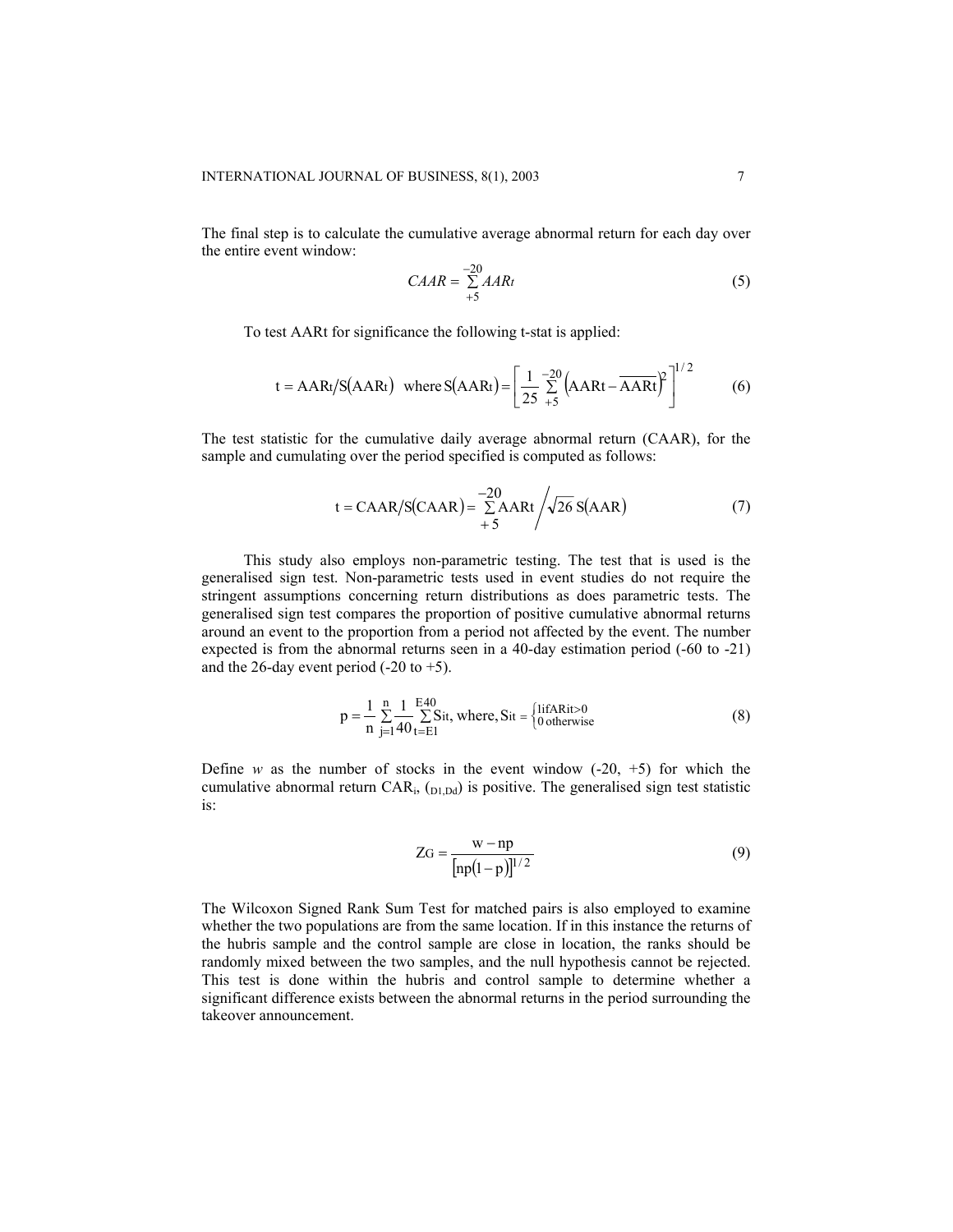The final step is to calculate the cumulative average abnormal return for each day over the entire event window:

$$CAAR = \sum_{+5}^{-20} AAR_t \tag{5}$$

To test AARt for significance the following t-stat is applied:

$$t = AAR_t / S(AAR_t) \quad \text{where } S(AAR_t) = \left[ \frac{1}{25} \sum_{+5}^{-20} \left( AAR_t - \overline{AAR_t} \right)^2 \right]^{1/2} \tag{6}$$

The test statistic for the cumulative daily average abnormal return (CAAR), for the sample and cumulating over the period specified is computed as follows:

$$t = CAAR / S(CAAR) = \sum_{+5}^{-20} AAR_t \Big/ \sqrt{26}\, S(AAR) \tag{7}$$

This study also employs non-parametric testing. The test that is used is the generalised sign test. Non-parametric tests used in event studies do not require the stringent assumptions concerning return distributions as does parametric tests. The generalised sign test compares the proportion of positive cumulative abnormal returns around an event to the proportion from a period not affected by the event. The number expected is from the abnormal returns seen in a 40-day estimation period (-60 to -21) and the 26-day event period (-20 to +5).

$$p = \frac{1}{n} \sum_{j=1}^{n} \frac{1}{40} \sum_{t=E1}^{E40} S_{it}, \text{ where, } S_{it} = \begin{cases} 1 \text{ if } AR_{it} > 0 \\ 0 \text{ otherwise} \end{cases} \tag{8}$$

Define *w* as the number of stocks in the event window (-20, +5) for which the cumulative abnormal return $CAR_i$, $(_{D1,Dd})$ is positive. The generalised sign test statistic is:

$$Z_G = \frac{w - np}{\left[ np(1-p) \right]^{1/2}} \tag{9}$$

The Wilcoxon Signed Rank Sum Test for matched pairs is also employed to examine whether the two populations are from the same location. If in this instance the returns of the hubris sample and the control sample are close in location, the ranks should be randomly mixed between the two samples, and the null hypothesis cannot be rejected. This test is done within the hubris and control sample to determine whether a significant difference exists between the abnormal returns in the period surrounding the takeover announcement.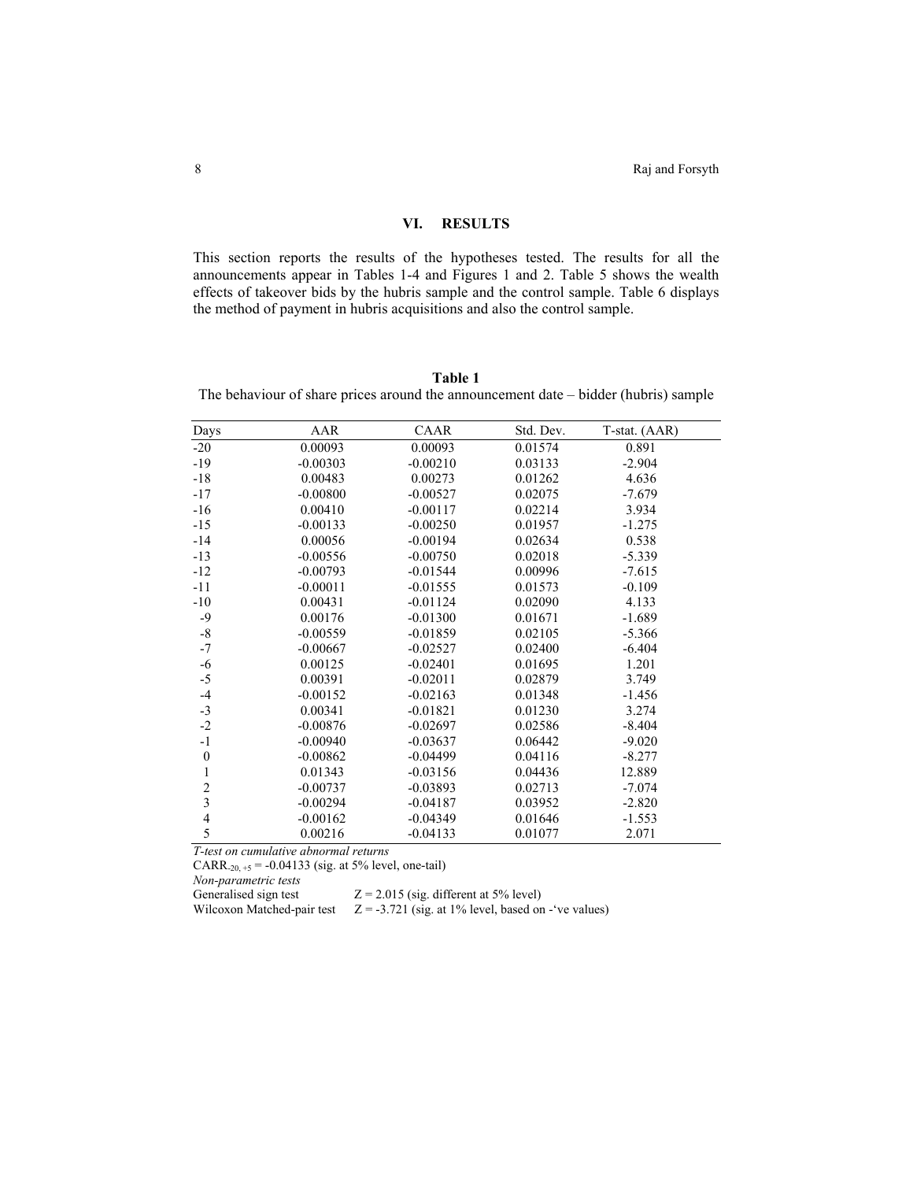## VI. RESULTS

This section reports the results of the hypotheses tested. The results for all the announcements appear in Tables 1-4 and Figures 1 and 2. Table 5 shows the wealth effects of takeover bids by the hubris sample and the control sample. Table 6 displays the method of payment in hubris acquisitions and also the control sample.

**Table 1**
The behaviour of share prices around the announcement date – bidder (hubris) sample

| Days | AAR | CAAR | Std. Dev. | T-stat. (AAR) |
|---|---|---|---|---|
| -20 | 0.00093 | 0.00093 | 0.01574 | 0.891 |
| -19 | -0.00303 | -0.00210 | 0.03133 | -2.904 |
| -18 | 0.00483 | 0.00273 | 0.01262 | 4.636 |
| -17 | -0.00800 | -0.00527 | 0.02075 | -7.679 |
| -16 | 0.00410 | -0.00117 | 0.02214 | 3.934 |
| -15 | -0.00133 | -0.00250 | 0.01957 | -1.275 |
| -14 | 0.00056 | -0.00194 | 0.02634 | 0.538 |
| -13 | -0.00556 | -0.00750 | 0.02018 | -5.339 |
| -12 | -0.00793 | -0.01544 | 0.00996 | -7.615 |
| -11 | -0.00011 | -0.01555 | 0.01573 | -0.109 |
| -10 | 0.00431 | -0.01124 | 0.02090 | 4.133 |
| -9 | 0.00176 | -0.01300 | 0.01671 | -1.689 |
| -8 | -0.00559 | -0.01859 | 0.02105 | -5.366 |
| -7 | -0.00667 | -0.02527 | 0.02400 | -6.404 |
| -6 | 0.00125 | -0.02401 | 0.01695 | 1.201 |
| -5 | 0.00391 | -0.02011 | 0.02879 | 3.749 |
| -4 | -0.00152 | -0.02163 | 0.01348 | -1.456 |
| -3 | 0.00341 | -0.01821 | 0.01230 | 3.274 |
| -2 | -0.00876 | -0.02697 | 0.02586 | -8.404 |
| -1 | -0.00940 | -0.03637 | 0.06442 | -9.020 |
| 0 | -0.00862 | -0.04499 | 0.04116 | -8.277 |
| 1 | 0.01343 | -0.03156 | 0.04436 | 12.889 |
| 2 | -0.00737 | -0.03893 | 0.02713 | -7.074 |
| 3 | -0.00294 | -0.04187 | 0.03952 | -2.820 |
| 4 | -0.00162 | -0.04349 | 0.01646 | -1.553 |
| 5 | 0.00216 | -0.04133 | 0.01077 | 2.071 |

*T-test on cumulative abnormal returns*

$CARR_{-20,+5}$ = -0.04133 (sig. at 5% level, one-tail)

*Non-parametric tests*

Generalised sign test $Z = 2.015$ (sig. different at 5% level)

Wilcoxon Matched-pair test $Z = -3.721$ (sig. at 1% level, based on -'ve values)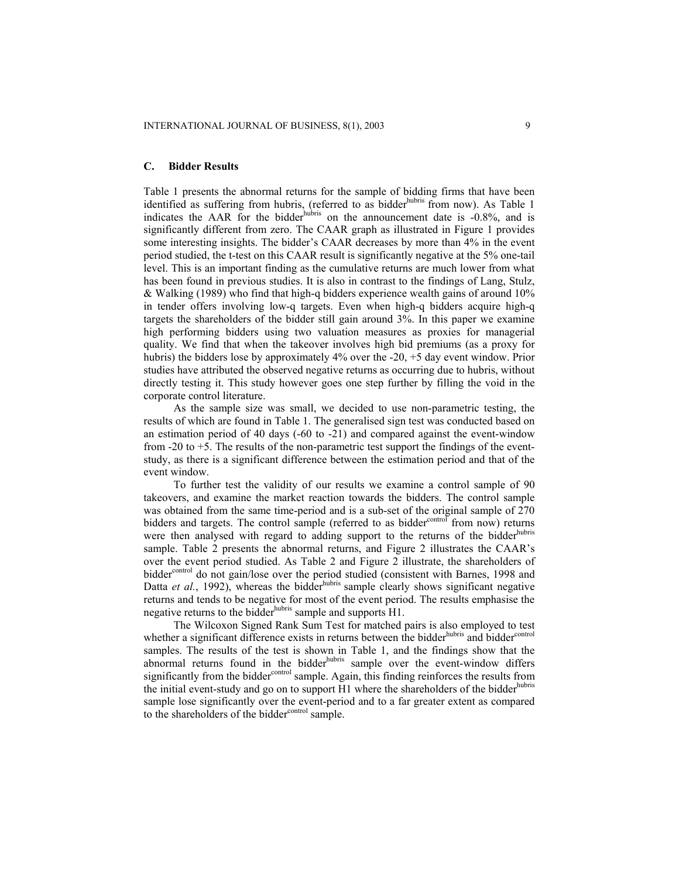### C. Bidder Results

Table 1 presents the abnormal returns for the sample of bidding firms that have been identified as suffering from hubris, (referred to as bidder$^{hubris}$ from now). As Table 1 indicates the AAR for the bidder$^{hubris}$ on the announcement date is -0.8%, and is significantly different from zero. The CAAR graph as illustrated in Figure 1 provides some interesting insights. The bidder's CAAR decreases by more than 4% in the event period studied, the t-test on this CAAR result is significantly negative at the 5% one-tail level. This is an important finding as the cumulative returns are much lower from what has been found in previous studies. It is also in contrast to the findings of Lang, Stulz, & Walking (1989) who find that high-q bidders experience wealth gains of around 10% in tender offers involving low-q targets. Even when high-q bidders acquire high-q targets the shareholders of the bidder still gain around 3%. In this paper we examine high performing bidders using two valuation measures as proxies for managerial quality. We find that when the takeover involves high bid premiums (as a proxy for hubris) the bidders lose by approximately 4% over the -20, +5 day event window. Prior studies have attributed the observed negative returns as occurring due to hubris, without directly testing it. This study however goes one step further by filling the void in the corporate control literature.

As the sample size was small, we decided to use non-parametric testing, the results of which are found in Table 1. The generalised sign test was conducted based on an estimation period of 40 days (-60 to -21) and compared against the event-window from -20 to +5. The results of the non-parametric test support the findings of the event-study, as there is a significant difference between the estimation period and that of the event window.

To further test the validity of our results we examine a control sample of 90 takeovers, and examine the market reaction towards the bidders. The control sample was obtained from the same time-period and is a sub-set of the original sample of 270 bidders and targets. The control sample (referred to as bidder$^{control}$ from now) returns were then analysed with regard to adding support to the returns of the bidder$^{hubris}$ sample. Table 2 presents the abnormal returns, and Figure 2 illustrates the CAAR's over the event period studied. As Table 2 and Figure 2 illustrate, the shareholders of bidder$^{control}$ do not gain/lose over the period studied (consistent with Barnes, 1998 and Datta *et al.*, 1992), whereas the bidder$^{hubris}$ sample clearly shows significant negative returns and tends to be negative for most of the event period. The results emphasise the negative returns to the bidder$^{hubris}$ sample and supports H1.

The Wilcoxon Signed Rank Sum Test for matched pairs is also employed to test whether a significant difference exists in returns between the bidder$^{hubris}$ and bidder$^{control}$ samples. The results of the test is shown in Table 1, and the findings show that the abnormal returns found in the bidder$^{hubris}$ sample over the event-window differs significantly from the bidder$^{control}$ sample. Again, this finding reinforces the results from the initial event-study and go on to support H1 where the shareholders of the bidder$^{hubris}$ sample lose significantly over the event-period and to a far greater extent as compared to the shareholders of the bidder$^{control}$ sample.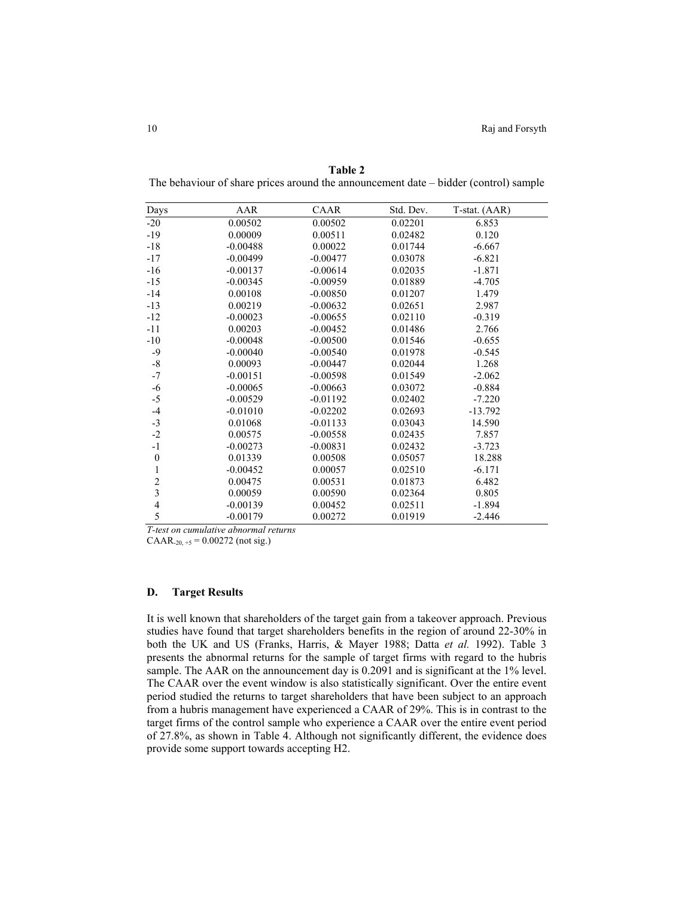**Table 2**

The behaviour of share prices around the announcement date – bidder (control) sample

| Days | AAR | CAAR | Std. Dev. | T-stat. (AAR) |
|---|---|---|---|---|
| -20 | 0.00502 | 0.00502 | 0.02201 | 6.853 |
| -19 | 0.00009 | 0.00511 | 0.02482 | 0.120 |
| -18 | -0.00488 | 0.00022 | 0.01744 | -6.667 |
| -17 | -0.00499 | -0.00477 | 0.03078 | -6.821 |
| -16 | -0.00137 | -0.00614 | 0.02035 | -1.871 |
| -15 | -0.00345 | -0.00959 | 0.01889 | -4.705 |
| -14 | 0.00108 | -0.00850 | 0.01207 | 1.479 |
| -13 | 0.00219 | -0.00632 | 0.02651 | 2.987 |
| -12 | -0.00023 | -0.00655 | 0.02110 | -0.319 |
| -11 | 0.00203 | -0.00452 | 0.01486 | 2.766 |
| -10 | -0.00048 | -0.00500 | 0.01546 | -0.655 |
| -9 | -0.00040 | -0.00540 | 0.01978 | -0.545 |
| -8 | 0.00093 | -0.00447 | 0.02044 | 1.268 |
| -7 | -0.00151 | -0.00598 | 0.01549 | -2.062 |
| -6 | -0.00065 | -0.00663 | 0.03072 | -0.884 |
| -5 | -0.00529 | -0.01192 | 0.02402 | -7.220 |
| -4 | -0.01010 | -0.02202 | 0.02693 | -13.792 |
| -3 | 0.01068 | -0.01133 | 0.03043 | 14.590 |
| -2 | 0.00575 | -0.00558 | 0.02435 | 7.857 |
| -1 | -0.00273 | -0.00831 | 0.02432 | -3.723 |
| 0 | 0.01339 | 0.00508 | 0.05057 | 18.288 |
| 1 | -0.00452 | 0.00057 | 0.02510 | -6.171 |
| 2 | 0.00475 | 0.00531 | 0.01873 | 6.482 |
| 3 | 0.00059 | 0.00590 | 0.02364 | 0.805 |
| 4 | -0.00139 | 0.00452 | 0.02511 | -1.894 |
| 5 | -0.00179 | 0.00272 | 0.01919 | -2.446 |

*T-test on cumulative abnormal returns*

$CAAR_{-20,+5}$ = 0.00272 (not sig.)

### D. Target Results

It is well known that shareholders of the target gain from a takeover approach. Previous studies have found that target shareholders benefits in the region of around 22-30% in both the UK and US (Franks, Harris, & Mayer 1988; Datta *et al.* 1992). Table 3 presents the abnormal returns for the sample of target firms with regard to the hubris sample. The AAR on the announcement day is 0.2091 and is significant at the 1% level. The CAAR over the event window is also statistically significant. Over the entire event period studied the returns to target shareholders that have been subject to an approach from a hubris management have experienced a CAAR of 29%. This is in contrast to the target firms of the control sample who experience a CAAR over the entire event period of 27.8%, as shown in Table 4. Although not significantly different, the evidence does provide some support towards accepting H2.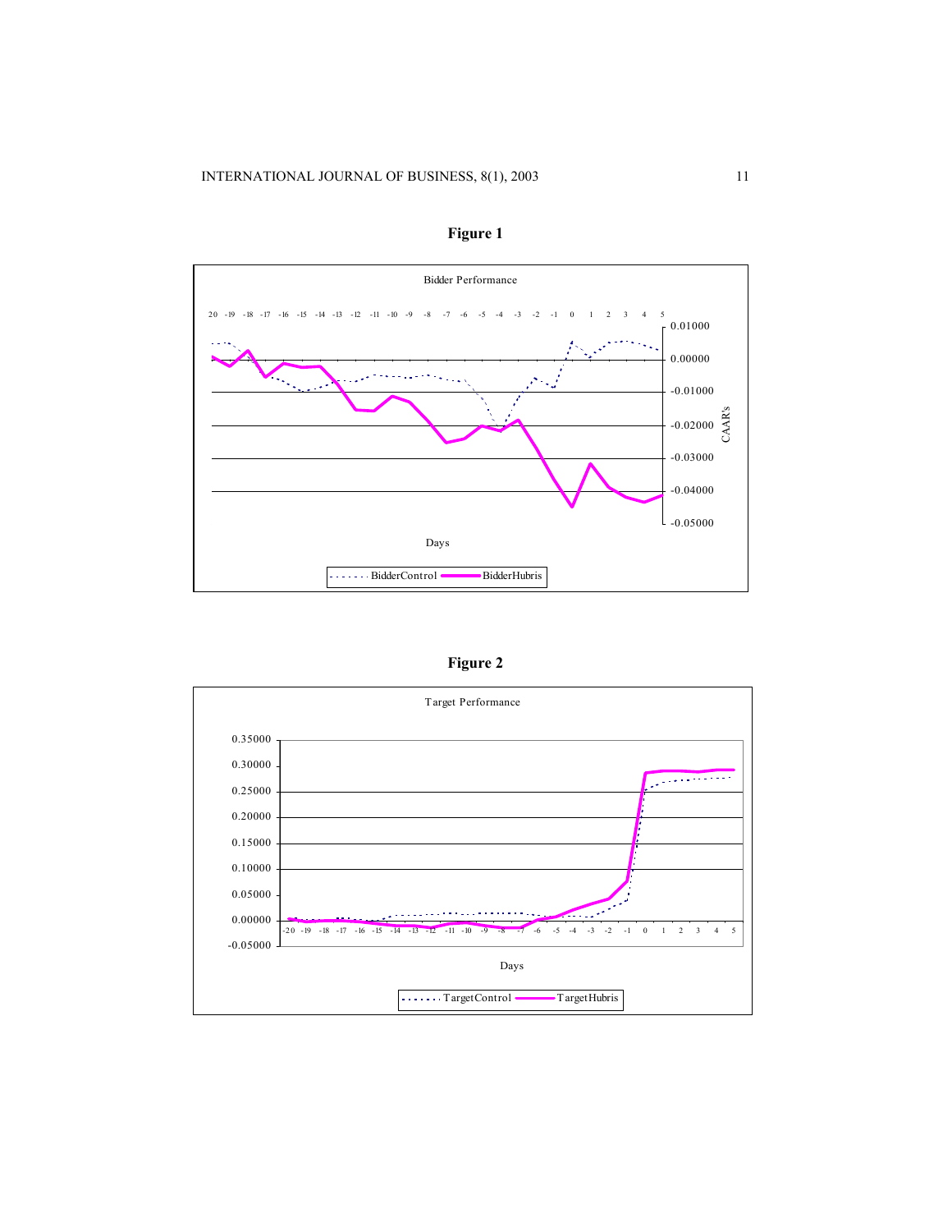**Figure 1**

Bidder Performance

Days

CAAR's

BidderControl BidderHubris

**Figure 2**

Target Performance

Days

TargetControl TargetHubris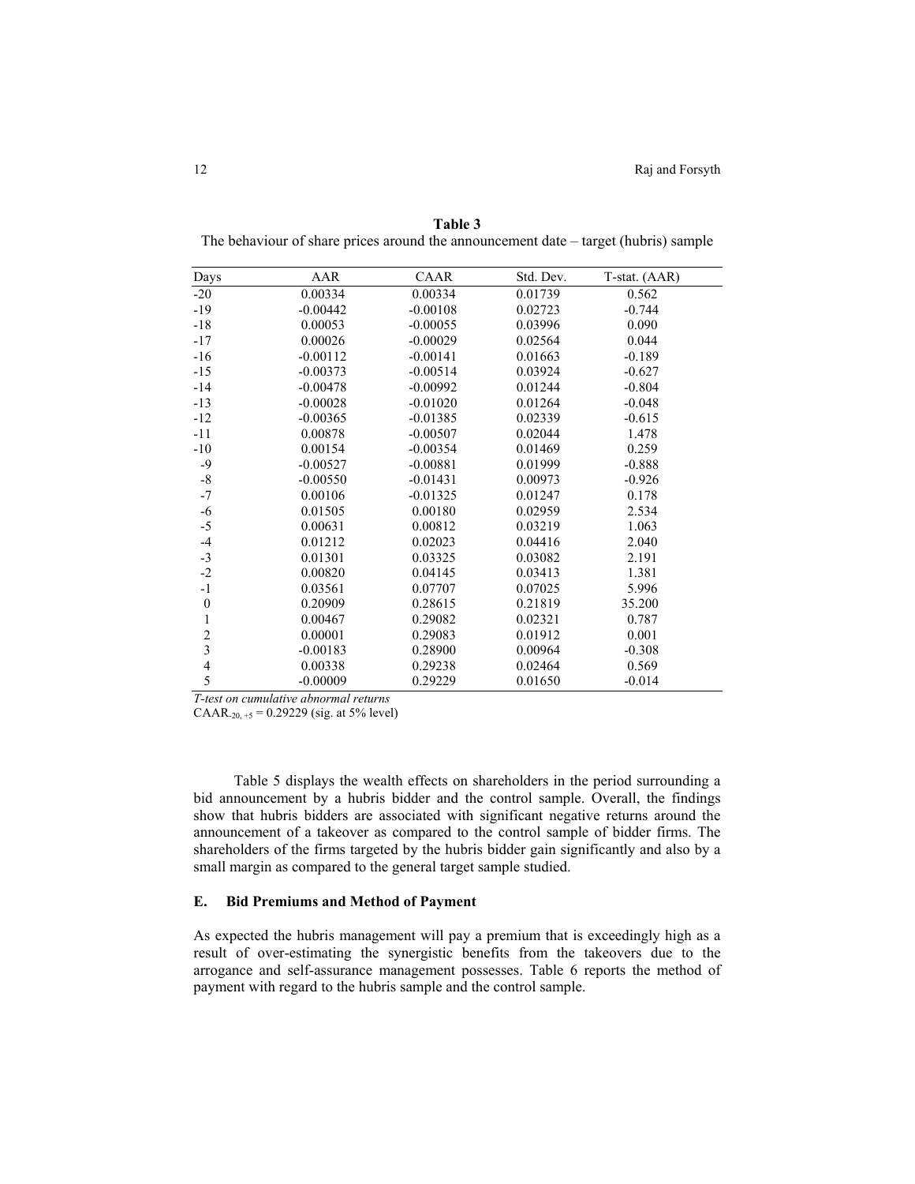**Table 3**

The behaviour of share prices around the announcement date – target (hubris) sample

| Days | AAR | CAAR | Std. Dev. | T-stat. (AAR) |
|---|---|---|---|---|
| -20 | 0.00334 | 0.00334 | 0.01739 | 0.562 |
| -19 | -0.00442 | -0.00108 | 0.02723 | -0.744 |
| -18 | 0.00053 | -0.00055 | 0.03996 | 0.090 |
| -17 | 0.00026 | -0.00029 | 0.02564 | 0.044 |
| -16 | -0.00112 | -0.00141 | 0.01663 | -0.189 |
| -15 | -0.00373 | -0.00514 | 0.03924 | -0.627 |
| -14 | -0.00478 | -0.00992 | 0.01244 | -0.804 |
| -13 | -0.00028 | -0.01020 | 0.01264 | -0.048 |
| -12 | -0.00365 | -0.01385 | 0.02339 | -0.615 |
| -11 | 0.00878 | -0.00507 | 0.02044 | 1.478 |
| -10 | 0.00154 | -0.00354 | 0.01469 | 0.259 |
| -9 | -0.00527 | -0.00881 | 0.01999 | -0.888 |
| -8 | -0.00550 | -0.01431 | 0.00973 | -0.926 |
| -7 | 0.00106 | -0.01325 | 0.01247 | 0.178 |
| -6 | 0.01505 | 0.00180 | 0.02959 | 2.534 |
| -5 | 0.00631 | 0.00812 | 0.03219 | 1.063 |
| -4 | 0.01212 | 0.02023 | 0.04416 | 2.040 |
| -3 | 0.01301 | 0.03325 | 0.03082 | 2.191 |
| -2 | 0.00820 | 0.04145 | 0.03413 | 1.381 |
| -1 | 0.03561 | 0.07707 | 0.07025 | 5.996 |
| 0 | 0.20909 | 0.28615 | 0.21819 | 35.200 |
| 1 | 0.00467 | 0.29082 | 0.02321 | 0.787 |
| 2 | 0.00001 | 0.29083 | 0.01912 | 0.001 |
| 3 | -0.00183 | 0.28900 | 0.00964 | -0.308 |
| 4 | 0.00338 | 0.29238 | 0.02464 | 0.569 |
| 5 | -0.00009 | 0.29229 | 0.01650 | -0.014 |

*T-test on cumulative abnormal returns*

$CAAR_{-20,+5}$ = 0.29229 (sig. at 5% level)

Table 5 displays the wealth effects on shareholders in the period surrounding a bid announcement by a hubris bidder and the control sample. Overall, the findings show that hubris bidders are associated with significant negative returns around the announcement of a takeover as compared to the control sample of bidder firms. The shareholders of the firms targeted by the hubris bidder gain significantly and also by a small margin as compared to the general target sample studied.

### E. Bid Premiums and Method of Payment

As expected the hubris management will pay a premium that is exceedingly high as a result of over-estimating the synergistic benefits from the takeovers due to the arrogance and self-assurance management possesses. Table 6 reports the method of payment with regard to the hubris sample and the control sample.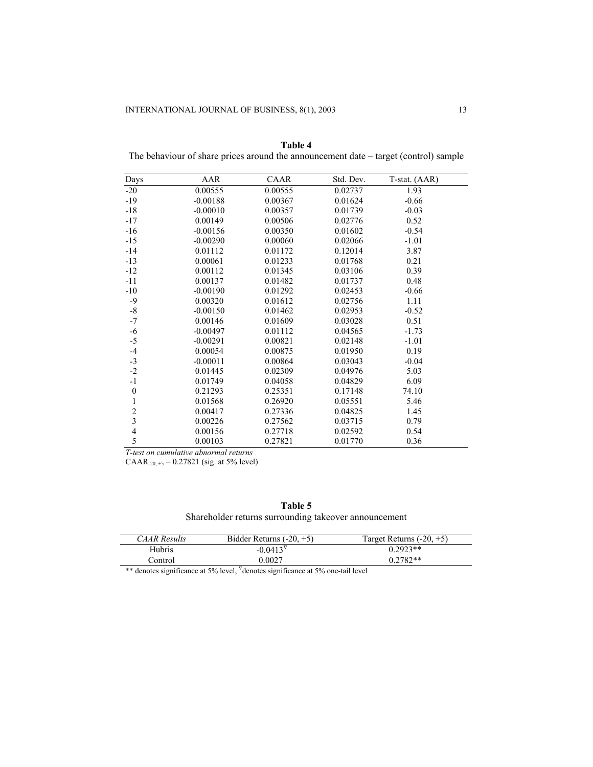**Table 4**
The behaviour of share prices around the announcement date – target (control) sample

| Days | AAR | CAAR | Std. Dev. | T-stat. (AAR) |
|---|---|---|---|---|
| -20 | 0.00555 | 0.00555 | 0.02737 | 1.93 |
| -19 | -0.00188 | 0.00367 | 0.01624 | -0.66 |
| -18 | -0.00010 | 0.00357 | 0.01739 | -0.03 |
| -17 | 0.00149 | 0.00506 | 0.02776 | 0.52 |
| -16 | -0.00156 | 0.00350 | 0.01602 | -0.54 |
| -15 | -0.00290 | 0.00060 | 0.02066 | -1.01 |
| -14 | 0.01112 | 0.01172 | 0.12014 | 3.87 |
| -13 | 0.00061 | 0.01233 | 0.01768 | 0.21 |
| -12 | 0.00112 | 0.01345 | 0.03106 | 0.39 |
| -11 | 0.00137 | 0.01482 | 0.01737 | 0.48 |
| -10 | -0.00190 | 0.01292 | 0.02453 | -0.66 |
| -9 | 0.00320 | 0.01612 | 0.02756 | 1.11 |
| -8 | -0.00150 | 0.01462 | 0.02953 | -0.52 |
| -7 | 0.00146 | 0.01609 | 0.03028 | 0.51 |
| -6 | -0.00497 | 0.01112 | 0.04565 | -1.73 |
| -5 | -0.00291 | 0.00821 | 0.02148 | -1.01 |
| -4 | 0.00054 | 0.00875 | 0.01950 | 0.19 |
| -3 | -0.00011 | 0.00864 | 0.03043 | -0.04 |
| -2 | 0.01445 | 0.02309 | 0.04976 | 5.03 |
| -1 | 0.01749 | 0.04058 | 0.04829 | 6.09 |
| 0 | 0.21293 | 0.25351 | 0.17148 | 74.10 |
| 1 | 0.01568 | 0.26920 | 0.05551 | 5.46 |
| 2 | 0.00417 | 0.27336 | 0.04825 | 1.45 |
| 3 | 0.00226 | 0.27562 | 0.03715 | 0.79 |
| 4 | 0.00156 | 0.27718 | 0.02592 | 0.54 |
| 5 | 0.00103 | 0.27821 | 0.01770 | 0.36 |

*T-test on cumulative abnormal returns*
$CAAR_{-20,+5} = 0.27821$ (sig. at 5% level)

**Table 5**
Shareholder returns surrounding takeover announcement

| *CAAR Results* | Bidder Returns (-20, +5) | Target Returns (-20, +5) |
|---|---|---|
| Hubris | $-0.0413^{\nabla}$ | 0.2923** |
| Control | 0.0027 | 0.2782** |

** denotes significance at 5% level, $^{\nabla}$denotes significance at 5% one-tail level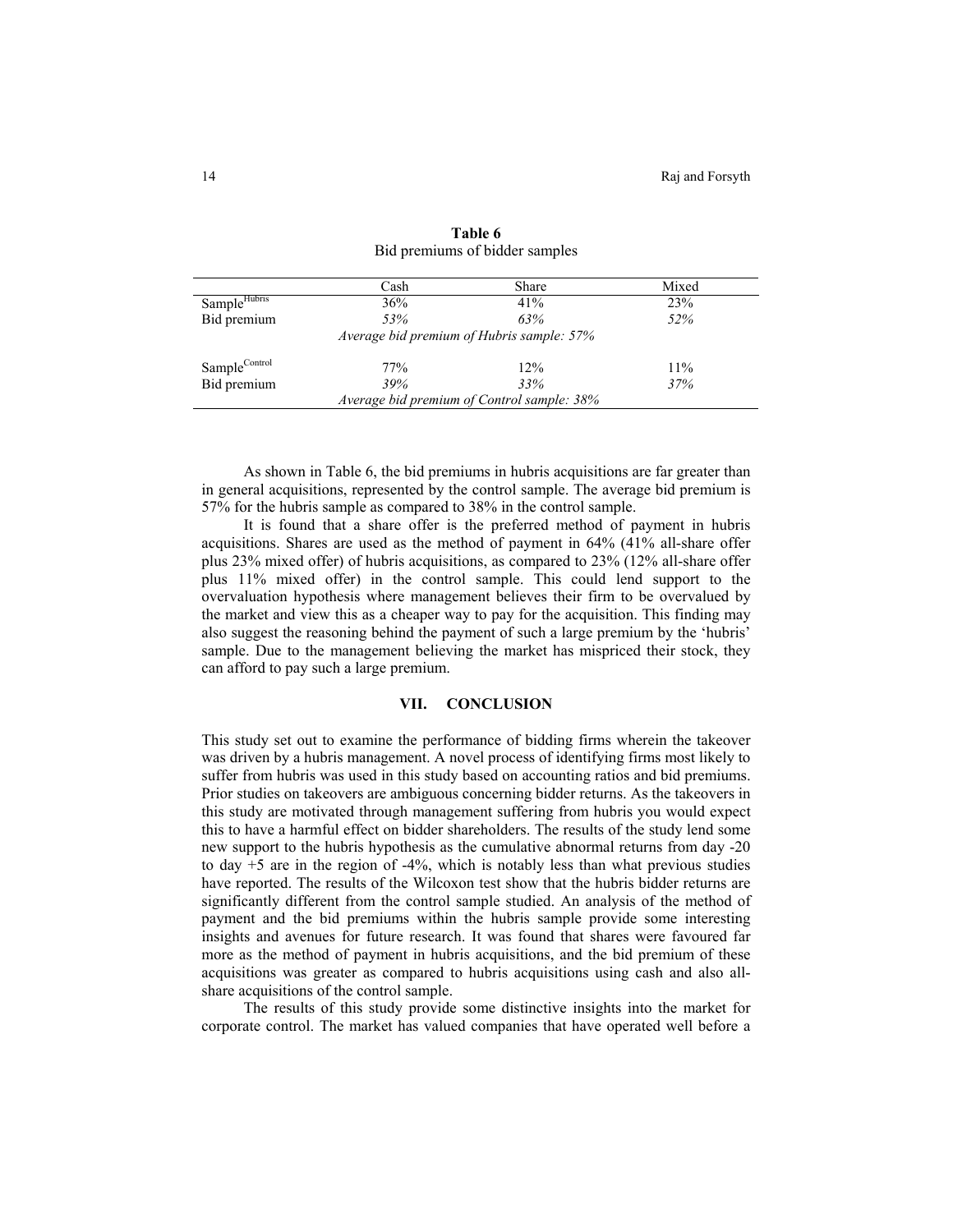**Table 6**
Bid premiums of bidder samples

| | Cash | Share | Mixed |
|---|---|---|---|
| Sample$^{Hubris}$ | 36% | 41% | 23% |
| Bid premium | *53%* | *63%* | *52%* |
| | *Average bid premium of Hubris sample: 57%* | | |
| Sample$^{Control}$ | 77% | 12% | 11% |
| Bid premium | *39%* | *33%* | *37%* |
| | *Average bid premium of Control sample: 38%* | | |

As shown in Table 6, the bid premiums in hubris acquisitions are far greater than in general acquisitions, represented by the control sample. The average bid premium is 57% for the hubris sample as compared to 38% in the control sample.

It is found that a share offer is the preferred method of payment in hubris acquisitions. Shares are used as the method of payment in 64% (41% all-share offer plus 23% mixed offer) of hubris acquisitions, as compared to 23% (12% all-share offer plus 11% mixed offer) in the control sample. This could lend support to the overvaluation hypothesis where management believes their firm to be overvalued by the market and view this as a cheaper way to pay for the acquisition. This finding may also suggest the reasoning behind the payment of such a large premium by the 'hubris' sample. Due to the management believing the market has mispriced their stock, they can afford to pay such a large premium.

## VII. CONCLUSION

This study set out to examine the performance of bidding firms wherein the takeover was driven by a hubris management. A novel process of identifying firms most likely to suffer from hubris was used in this study based on accounting ratios and bid premiums. Prior studies on takeovers are ambiguous concerning bidder returns. As the takeovers in this study are motivated through management suffering from hubris you would expect this to have a harmful effect on bidder shareholders. The results of the study lend some new support to the hubris hypothesis as the cumulative abnormal returns from day -20 to day +5 are in the region of -4%, which is notably less than what previous studies have reported. The results of the Wilcoxon test show that the hubris bidder returns are significantly different from the control sample studied. An analysis of the method of payment and the bid premiums within the hubris sample provide some interesting insights and avenues for future research. It was found that shares were favoured far more as the method of payment in hubris acquisitions, and the bid premium of these acquisitions was greater as compared to hubris acquisitions using cash and also all-share acquisitions of the control sample.

The results of this study provide some distinctive insights into the market for corporate control. The market has valued companies that have operated well before a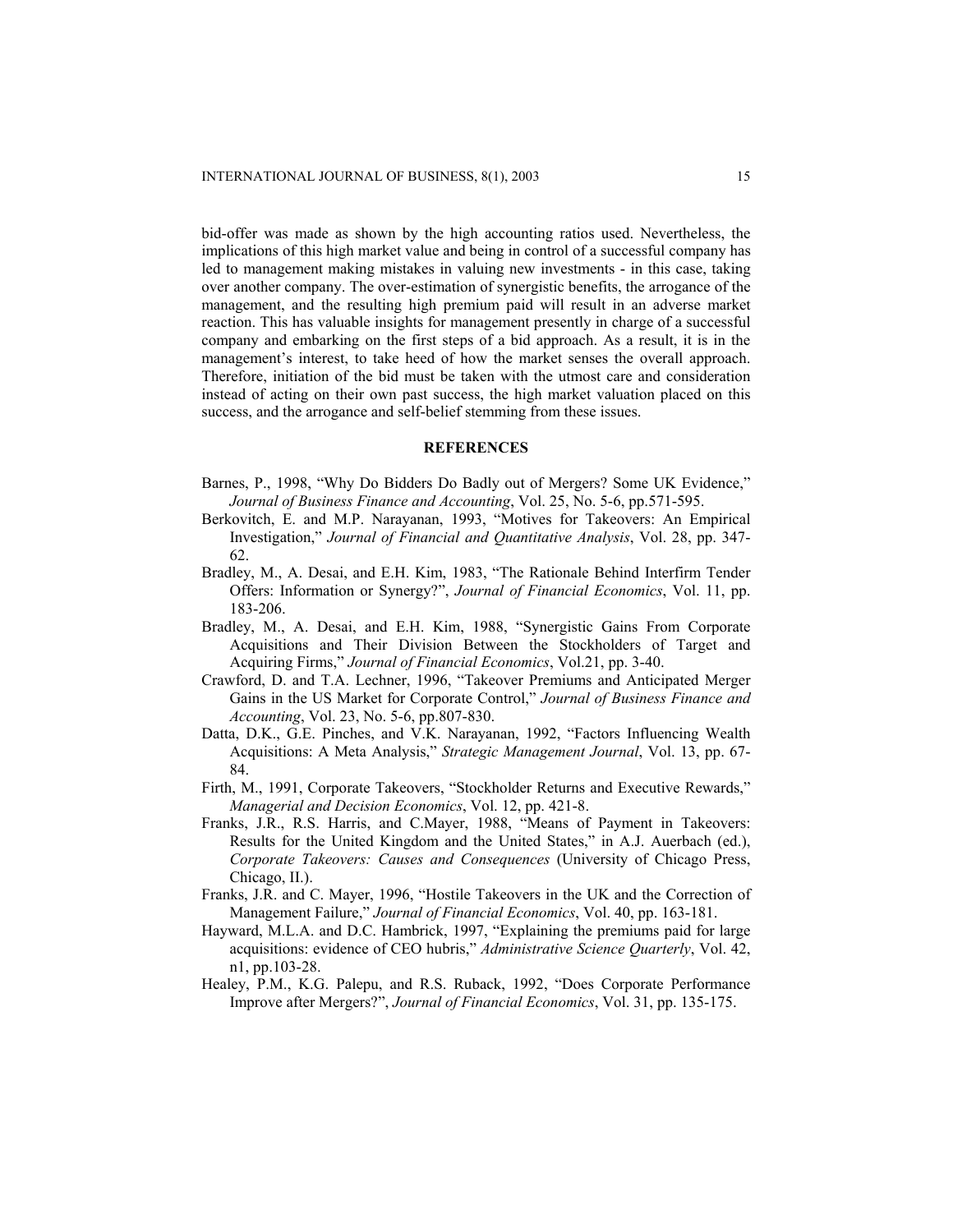bid-offer was made as shown by the high accounting ratios used. Nevertheless, the implications of this high market value and being in control of a successful company has led to management making mistakes in valuing new investments - in this case, taking over another company. The over-estimation of synergistic benefits, the arrogance of the management, and the resulting high premium paid will result in an adverse market reaction. This has valuable insights for management presently in charge of a successful company and embarking on the first steps of a bid approach. As a result, it is in the management's interest, to take heed of how the market senses the overall approach. Therefore, initiation of the bid must be taken with the utmost care and consideration instead of acting on their own past success, the high market valuation placed on this success, and the arrogance and self-belief stemming from these issues.

## REFERENCES

Barnes, P., 1998, "Why Do Bidders Do Badly out of Mergers? Some UK Evidence," *Journal of Business Finance and Accounting*, Vol. 25, No. 5-6, pp.571-595.

Berkovitch, E. and M.P. Narayanan, 1993, "Motives for Takeovers: An Empirical Investigation," *Journal of Financial and Quantitative Analysis*, Vol. 28, pp. 347-62.

Bradley, M., A. Desai, and E.H. Kim, 1983, "The Rationale Behind Interfirm Tender Offers: Information or Synergy?", *Journal of Financial Economics*, Vol. 11, pp. 183-206.

Bradley, M., A. Desai, and E.H. Kim, 1988, "Synergistic Gains From Corporate Acquisitions and Their Division Between the Stockholders of Target and Acquiring Firms," *Journal of Financial Economics*, Vol.21, pp. 3-40.

Crawford, D. and T.A. Lechner, 1996, "Takeover Premiums and Anticipated Merger Gains in the US Market for Corporate Control," *Journal of Business Finance and Accounting*, Vol. 23, No. 5-6, pp.807-830.

Datta, D.K., G.E. Pinches, and V.K. Narayanan, 1992, "Factors Influencing Wealth Acquisitions: A Meta Analysis," *Strategic Management Journal*, Vol. 13, pp. 67-84.

Firth, M., 1991, Corporate Takeovers, "Stockholder Returns and Executive Rewards," *Managerial and Decision Economics*, Vol. 12, pp. 421-8.

Franks, J.R., R.S. Harris, and C.Mayer, 1988, "Means of Payment in Takeovers: Results for the United Kingdom and the United States," in A.J. Auerbach (ed.), *Corporate Takeovers: Causes and Consequences* (University of Chicago Press, Chicago, II.).

Franks, J.R. and C. Mayer, 1996, "Hostile Takeovers in the UK and the Correction of Management Failure," *Journal of Financial Economics*, Vol. 40, pp. 163-181.

Hayward, M.L.A. and D.C. Hambrick, 1997, "Explaining the premiums paid for large acquisitions: evidence of CEO hubris," *Administrative Science Quarterly*, Vol. 42, n1, pp.103-28.

Healey, P.M., K.G. Palepu, and R.S. Ruback, 1992, "Does Corporate Performance Improve after Mergers?", *Journal of Financial Economics*, Vol. 31, pp. 135-175.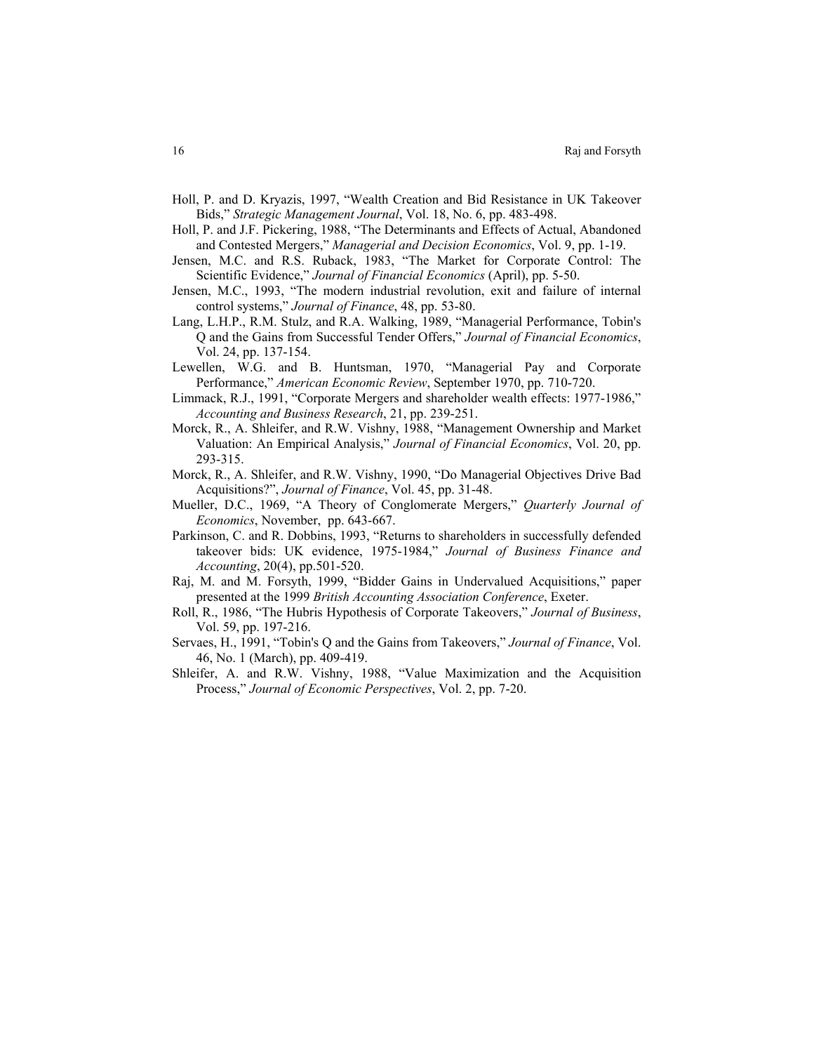Holl, P. and D. Kryazis, 1997, "Wealth Creation and Bid Resistance in UK Takeover Bids," *Strategic Management Journal*, Vol. 18, No. 6, pp. 483-498.

Holl, P. and J.F. Pickering, 1988, "The Determinants and Effects of Actual, Abandoned and Contested Mergers," *Managerial and Decision Economics*, Vol. 9, pp. 1-19.

Jensen, M.C. and R.S. Ruback, 1983, "The Market for Corporate Control: The Scientific Evidence," *Journal of Financial Economics* (April), pp. 5-50.

Jensen, M.C., 1993, "The modern industrial revolution, exit and failure of internal control systems," *Journal of Finance*, 48, pp. 53-80.

Lang, L.H.P., R.M. Stulz, and R.A. Walking, 1989, "Managerial Performance, Tobin's Q and the Gains from Successful Tender Offers," *Journal of Financial Economics*, Vol. 24, pp. 137-154.

Lewellen, W.G. and B. Huntsman, 1970, "Managerial Pay and Corporate Performance," *American Economic Review*, September 1970, pp. 710-720.

Limmack, R.J., 1991, "Corporate Mergers and shareholder wealth effects: 1977-1986," *Accounting and Business Research*, 21, pp. 239-251.

Morck, R., A. Shleifer, and R.W. Vishny, 1988, "Management Ownership and Market Valuation: An Empirical Analysis," *Journal of Financial Economics*, Vol. 20, pp. 293-315.

Morck, R., A. Shleifer, and R.W. Vishny, 1990, "Do Managerial Objectives Drive Bad Acquisitions?", *Journal of Finance*, Vol. 45, pp. 31-48.

Mueller, D.C., 1969, "A Theory of Conglomerate Mergers," *Quarterly Journal of Economics*, November, pp. 643-667.

Parkinson, C. and R. Dobbins, 1993, "Returns to shareholders in successfully defended takeover bids: UK evidence, 1975-1984," *Journal of Business Finance and Accounting*, 20(4), pp.501-520.

Raj, M. and M. Forsyth, 1999, "Bidder Gains in Undervalued Acquisitions," paper presented at the 1999 *British Accounting Association Conference*, Exeter.

Roll, R., 1986, "The Hubris Hypothesis of Corporate Takeovers," *Journal of Business*, Vol. 59, pp. 197-216.

Servaes, H., 1991, "Tobin's Q and the Gains from Takeovers," *Journal of Finance*, Vol. 46, No. 1 (March), pp. 409-419.

Shleifer, A. and R.W. Vishny, 1988, "Value Maximization and the Acquisition Process," *Journal of Economic Perspectives*, Vol. 2, pp. 7-20.